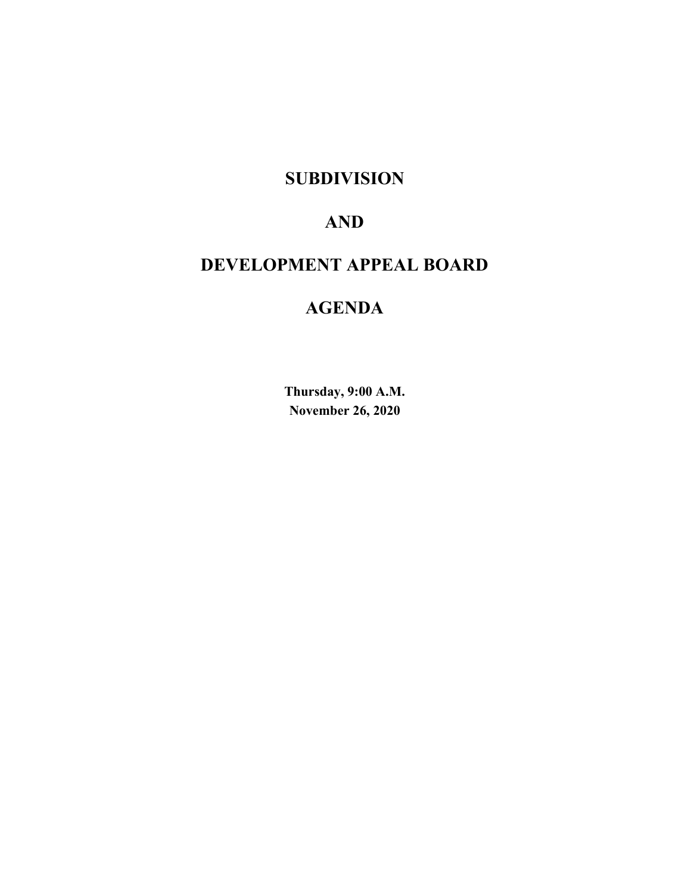# SUBDIVISION

# AND

# DEVELOPMENT APPEAL BOARD

# AGENDA

**Thursday, 9:00 A.M.**
**November 26, 2020**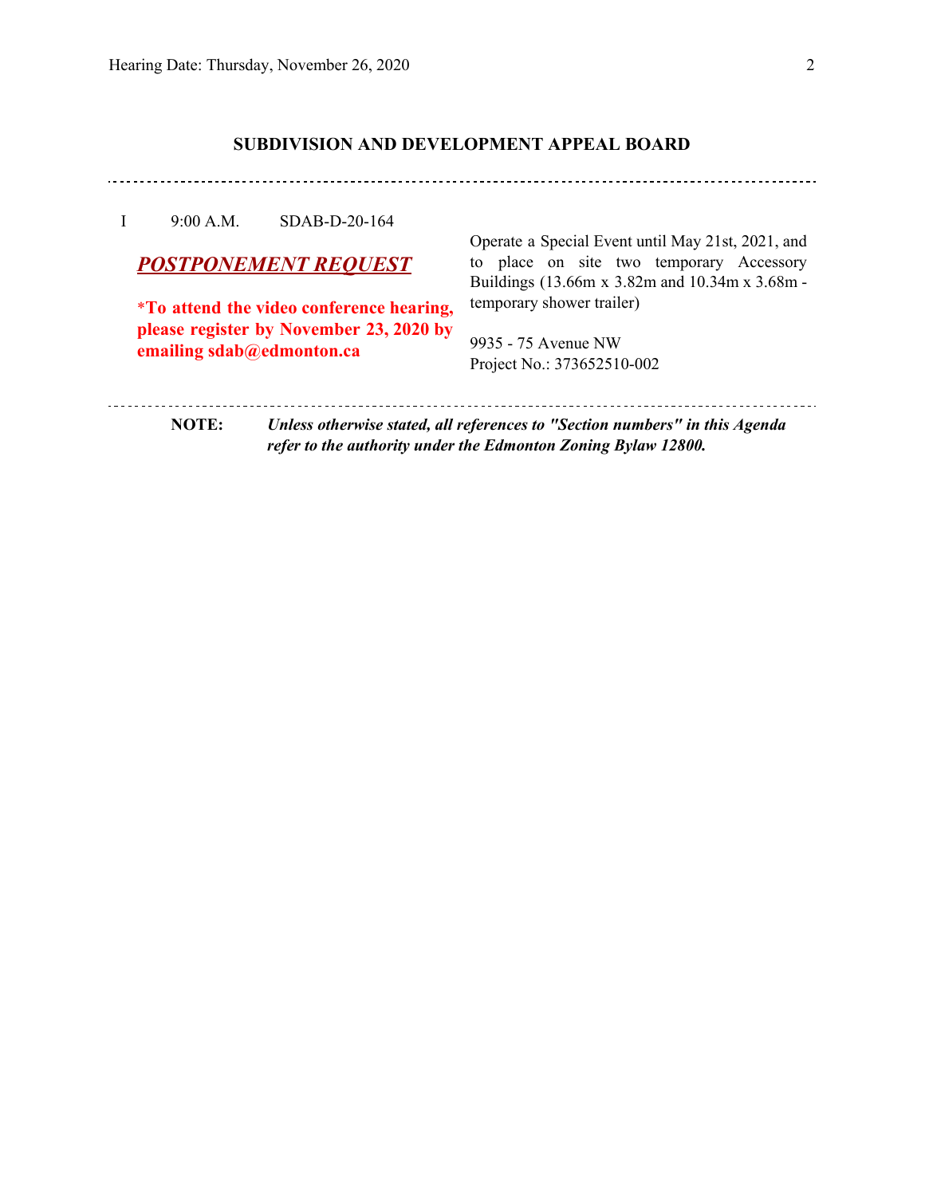## SUBDIVISION AND DEVELOPMENT APPEAL BOARD

---

I 9:00 A.M. SDAB-D-20-164

***POSTPONEMENT REQUEST***

***To attend the video conference hearing, please register by November 23, 2020 by emailing sdab@edmonton.ca**

Operate a Special Event until May 21st, 2021, and to place on site two temporary Accessory Buildings (13.66m x 3.82m and 10.34m x 3.68m - temporary shower trailer)

9935 - 75 Avenue NW
Project No.: 373652510-002

---

**NOTE:** ***Unless otherwise stated, all references to "Section numbers" in this Agenda refer to the authority under the Edmonton Zoning Bylaw 12800.***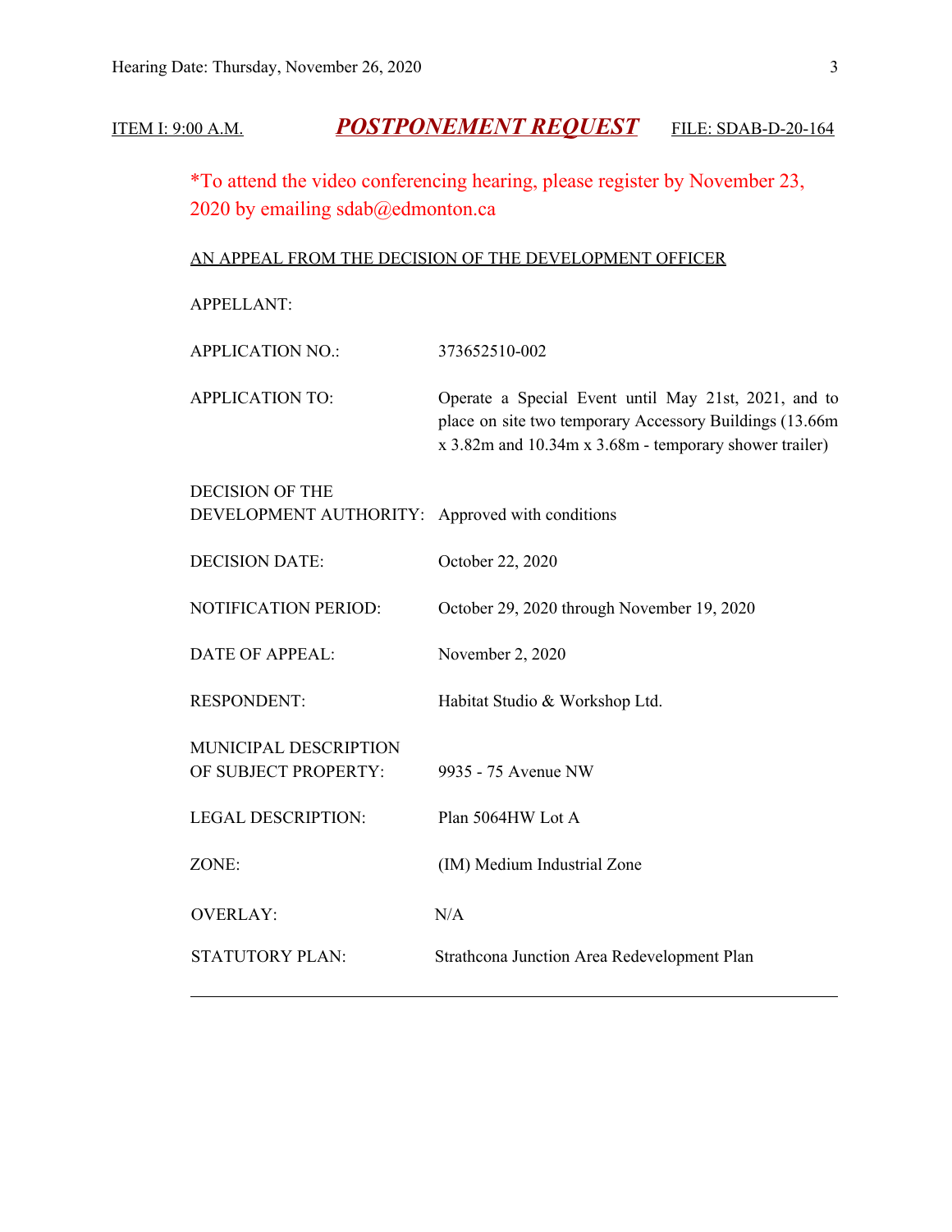ITEM I: 9:00 A.M. ***POSTPONEMENT REQUEST*** FILE: SDAB-D-20-164

*To attend the video conferencing hearing, please register by November 23, 2020 by emailing sdab@edmonton.ca

AN APPEAL FROM THE DECISION OF THE DEVELOPMENT OFFICER

| | |
|---|---|
| APPELLANT: | |
| APPLICATION NO.: | 373652510-002 |
| APPLICATION TO: | Operate a Special Event until May 21st, 2021, and to place on site two temporary Accessory Buildings (13.66m x 3.82m and 10.34m x 3.68m - temporary shower trailer) |
| DECISION OF THE DEVELOPMENT AUTHORITY: | Approved with conditions |
| DECISION DATE: | October 22, 2020 |
| NOTIFICATION PERIOD: | October 29, 2020 through November 19, 2020 |
| DATE OF APPEAL: | November 2, 2020 |
| RESPONDENT: | Habitat Studio & Workshop Ltd. |
| MUNICIPAL DESCRIPTION OF SUBJECT PROPERTY: | 9935 - 75 Avenue NW |
| LEGAL DESCRIPTION: | Plan 5064HW Lot A |
| ZONE: | (IM) Medium Industrial Zone |
| OVERLAY: | N/A |
| STATUTORY PLAN: | Strathcona Junction Area Redevelopment Plan |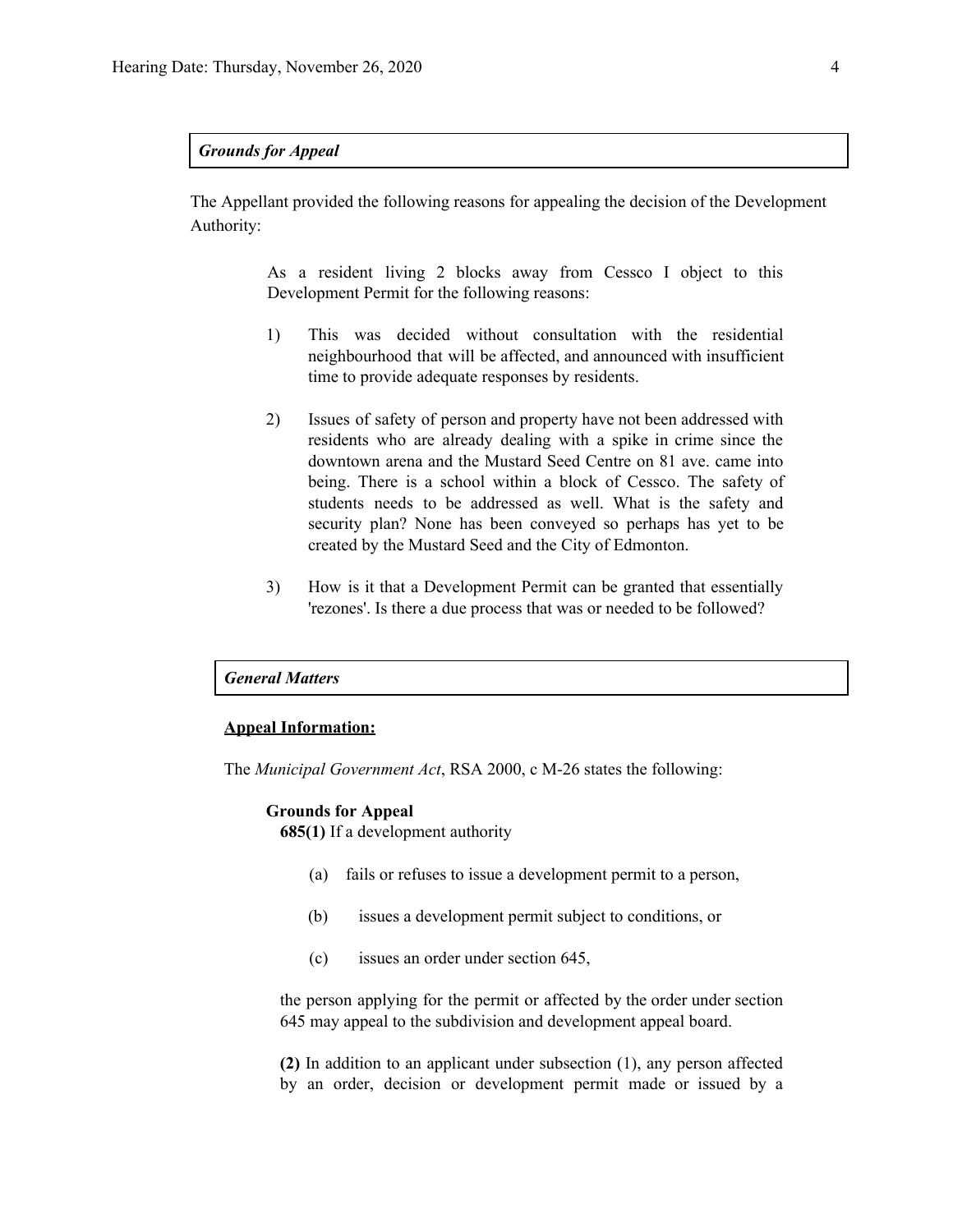***Grounds for Appeal***

The Appellant provided the following reasons for appealing the decision of the Development Authority:

> As a resident living 2 blocks away from Cessco I object to this Development Permit for the following reasons:
>
> 1) This was decided without consultation with the residential neighbourhood that will be affected, and announced with insufficient time to provide adequate responses by residents.
>
> 2) Issues of safety of person and property have not been addressed with residents who are already dealing with a spike in crime since the downtown arena and the Mustard Seed Centre on 81 ave. came into being. There is a school within a block of Cessco. The safety of students needs to be addressed as well. What is the safety and security plan? None has been conveyed so perhaps has yet to be created by the Mustard Seed and the City of Edmonton.
>
> 3) How is it that a Development Permit can be granted that essentially 'rezones'. Is there a due process that was or needed to be followed?

***General Matters***

**Appeal Information:**

The *Municipal Government Act*, RSA 2000, c M-26 states the following:

> **Grounds for Appeal**
>
> **685(1)** If a development authority
>
> (a) fails or refuses to issue a development permit to a person,
>
> (b) issues a development permit subject to conditions, or
>
> (c) issues an order under section 645,
>
> the person applying for the permit or affected by the order under section 645 may appeal to the subdivision and development appeal board.
>
> **(2)** In addition to an applicant under subsection (1), any person affected by an order, decision or development permit made or issued by a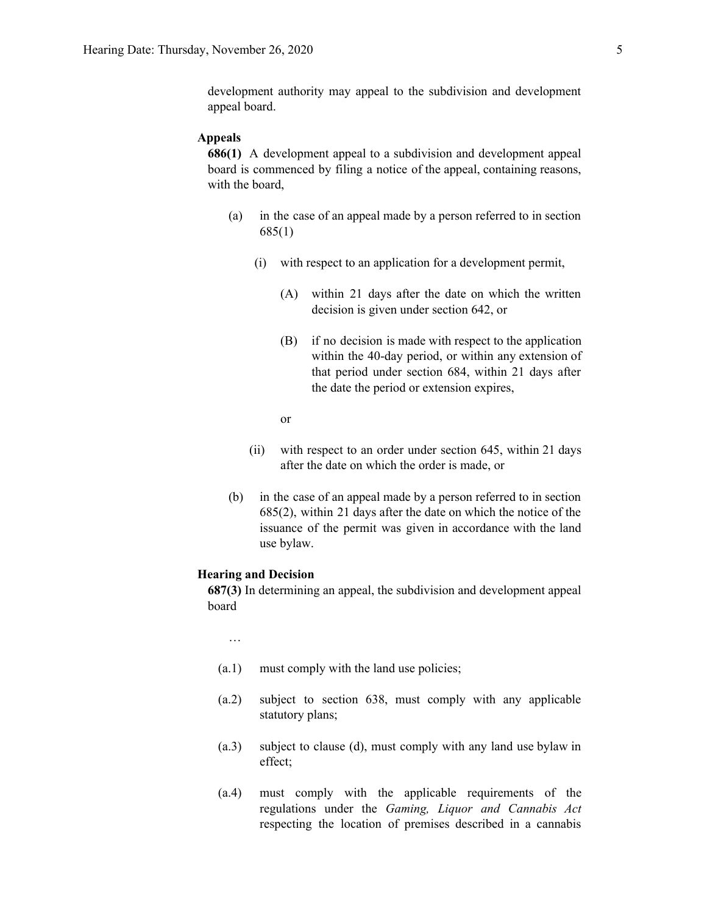development authority may appeal to the subdivision and development appeal board.

**Appeals**

**686(1)** A development appeal to a subdivision and development appeal board is commenced by filing a notice of the appeal, containing reasons, with the board,

(a) in the case of an appeal made by a person referred to in section 685(1)

(i) with respect to an application for a development permit,

(A) within 21 days after the date on which the written decision is given under section 642, or

(B) if no decision is made with respect to the application within the 40-day period, or within any extension of that period under section 684, within 21 days after the date the period or extension expires,

or

(ii) with respect to an order under section 645, within 21 days after the date on which the order is made, or

(b) in the case of an appeal made by a person referred to in section 685(2), within 21 days after the date on which the notice of the issuance of the permit was given in accordance with the land use bylaw.

**Hearing and Decision**

**687(3)** In determining an appeal, the subdivision and development appeal board

…

(a.1) must comply with the land use policies;

(a.2) subject to section 638, must comply with any applicable statutory plans;

(a.3) subject to clause (d), must comply with any land use bylaw in effect;

(a.4) must comply with the applicable requirements of the regulations under the *Gaming, Liquor and Cannabis Act* respecting the location of premises described in a cannabis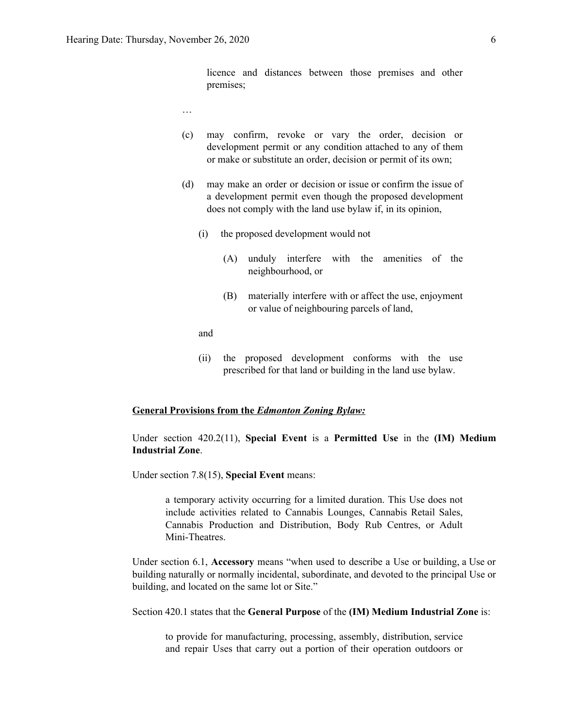licence and distances between those premises and other premises;

…

(c) may confirm, revoke or vary the order, decision or development permit or any condition attached to any of them or make or substitute an order, decision or permit of its own;

(d) may make an order or decision or issue or confirm the issue of a development permit even though the proposed development does not comply with the land use bylaw if, in its opinion,

(i) the proposed development would not

(A) unduly interfere with the amenities of the neighbourhood, or

(B) materially interfere with or affect the use, enjoyment or value of neighbouring parcels of land,

and

(ii) the proposed development conforms with the use prescribed for that land or building in the land use bylaw.

**General Provisions from the *Edmonton Zoning Bylaw:***

Under section 420.2(11), **Special Event** is a **Permitted Use** in the **(IM) Medium Industrial Zone**.

Under section 7.8(15), **Special Event** means:

> a temporary activity occurring for a limited duration. This Use does not include activities related to Cannabis Lounges, Cannabis Retail Sales, Cannabis Production and Distribution, Body Rub Centres, or Adult Mini-Theatres.

Under section 6.1, **Accessory** means "when used to describe a Use or building, a Use or building naturally or normally incidental, subordinate, and devoted to the principal Use or building, and located on the same lot or Site."

Section 420.1 states that the **General Purpose** of the **(IM) Medium Industrial Zone** is:

> to provide for manufacturing, processing, assembly, distribution, service and repair Uses that carry out a portion of their operation outdoors or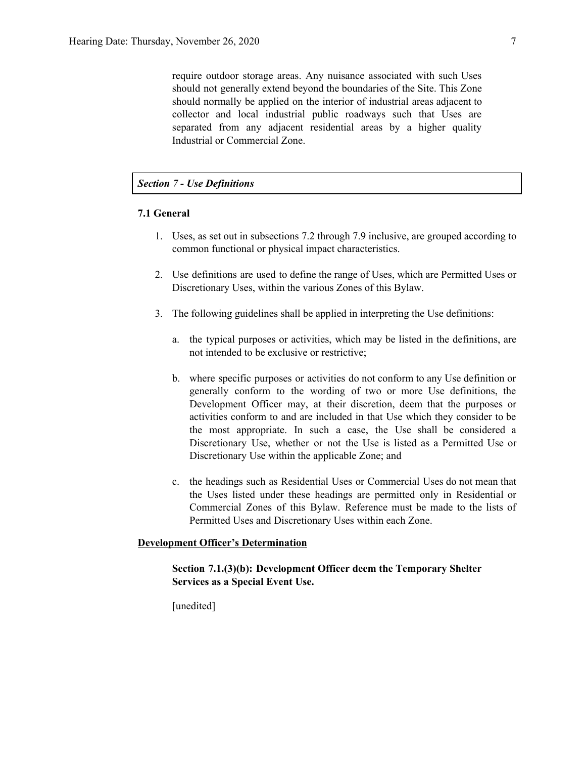require outdoor storage areas. Any nuisance associated with such Uses should not generally extend beyond the boundaries of the Site. This Zone should normally be applied on the interior of industrial areas adjacent to collector and local industrial public roadways such that Uses are separated from any adjacent residential areas by a higher quality Industrial or Commercial Zone.

***Section 7 - Use Definitions***

**7.1 General**

1. Uses, as set out in subsections 7.2 through 7.9 inclusive, are grouped according to common functional or physical impact characteristics.

2. Use definitions are used to define the range of Uses, which are Permitted Uses or Discretionary Uses, within the various Zones of this Bylaw.

3. The following guidelines shall be applied in interpreting the Use definitions:

   a. the typical purposes or activities, which may be listed in the definitions, are not intended to be exclusive or restrictive;

   b. where specific purposes or activities do not conform to any Use definition or generally conform to the wording of two or more Use definitions, the Development Officer may, at their discretion, deem that the purposes or activities conform to and are included in that Use which they consider to be the most appropriate. In such a case, the Use shall be considered a Discretionary Use, whether or not the Use is listed as a Permitted Use or Discretionary Use within the applicable Zone; and

   c. the headings such as Residential Uses or Commercial Uses do not mean that the Uses listed under these headings are permitted only in Residential or Commercial Zones of this Bylaw. Reference must be made to the lists of Permitted Uses and Discretionary Uses within each Zone.

**Development Officer's Determination**

**Section 7.1.(3)(b): Development Officer deem the Temporary Shelter Services as a Special Event Use.**

[unedited]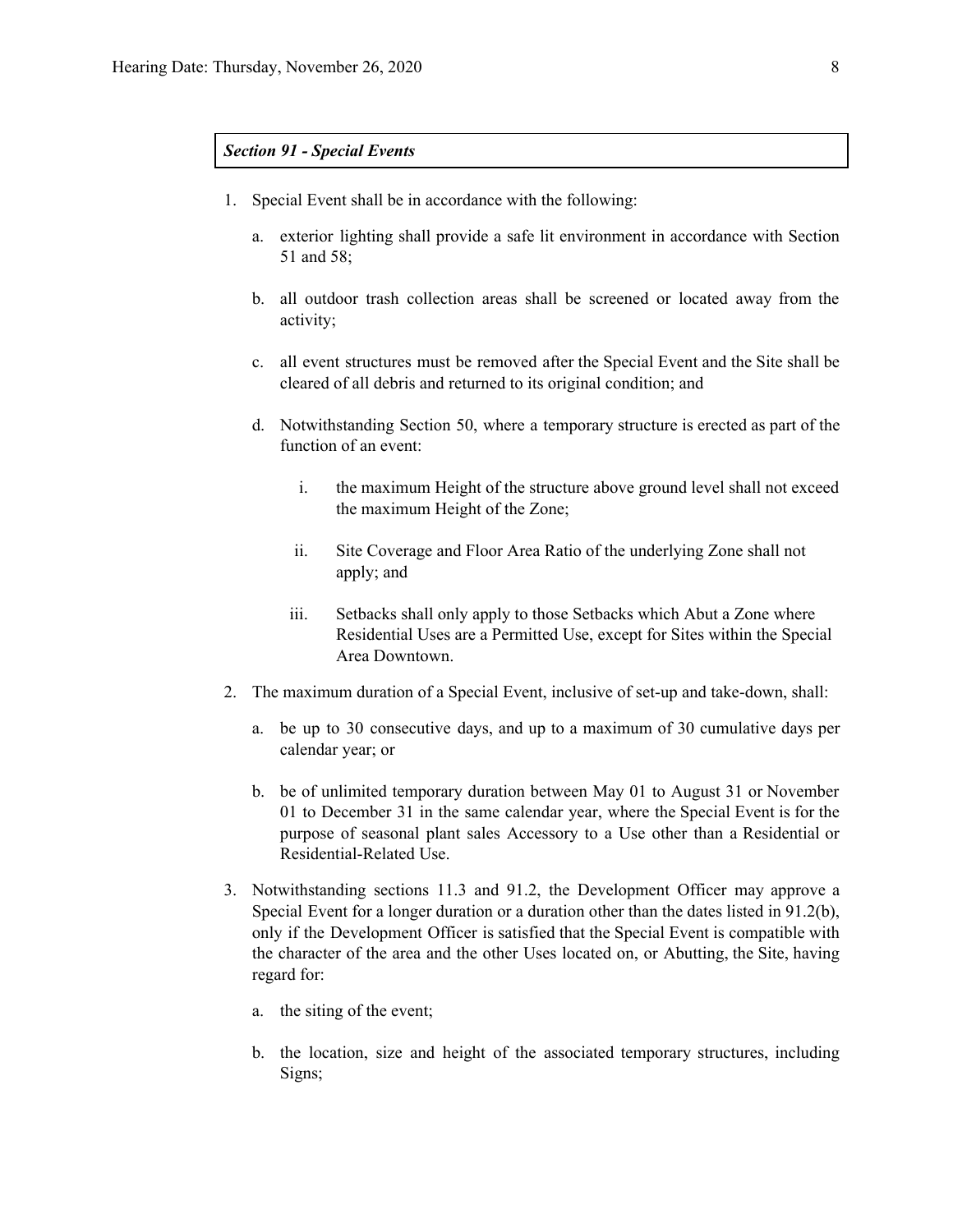***Section 91 - Special Events***

1. Special Event shall be in accordance with the following:

   a. exterior lighting shall provide a safe lit environment in accordance with Section 51 and 58;

   b. all outdoor trash collection areas shall be screened or located away from the activity;

   c. all event structures must be removed after the Special Event and the Site shall be cleared of all debris and returned to its original condition; and

   d. Notwithstanding Section 50, where a temporary structure is erected as part of the function of an event:

      i. the maximum Height of the structure above ground level shall not exceed the maximum Height of the Zone;

      ii. Site Coverage and Floor Area Ratio of the underlying Zone shall not apply; and

      iii. Setbacks shall only apply to those Setbacks which Abut a Zone where Residential Uses are a Permitted Use, except for Sites within the Special Area Downtown.

2. The maximum duration of a Special Event, inclusive of set-up and take-down, shall:

   a. be up to 30 consecutive days, and up to a maximum of 30 cumulative days per calendar year; or

   b. be of unlimited temporary duration between May 01 to August 31 or November 01 to December 31 in the same calendar year, where the Special Event is for the purpose of seasonal plant sales Accessory to a Use other than a Residential or Residential-Related Use.

3. Notwithstanding sections 11.3 and 91.2, the Development Officer may approve a Special Event for a longer duration or a duration other than the dates listed in 91.2(b), only if the Development Officer is satisfied that the Special Event is compatible with the character of the area and the other Uses located on, or Abutting, the Site, having regard for:

   a. the siting of the event;

   b. the location, size and height of the associated temporary structures, including Signs;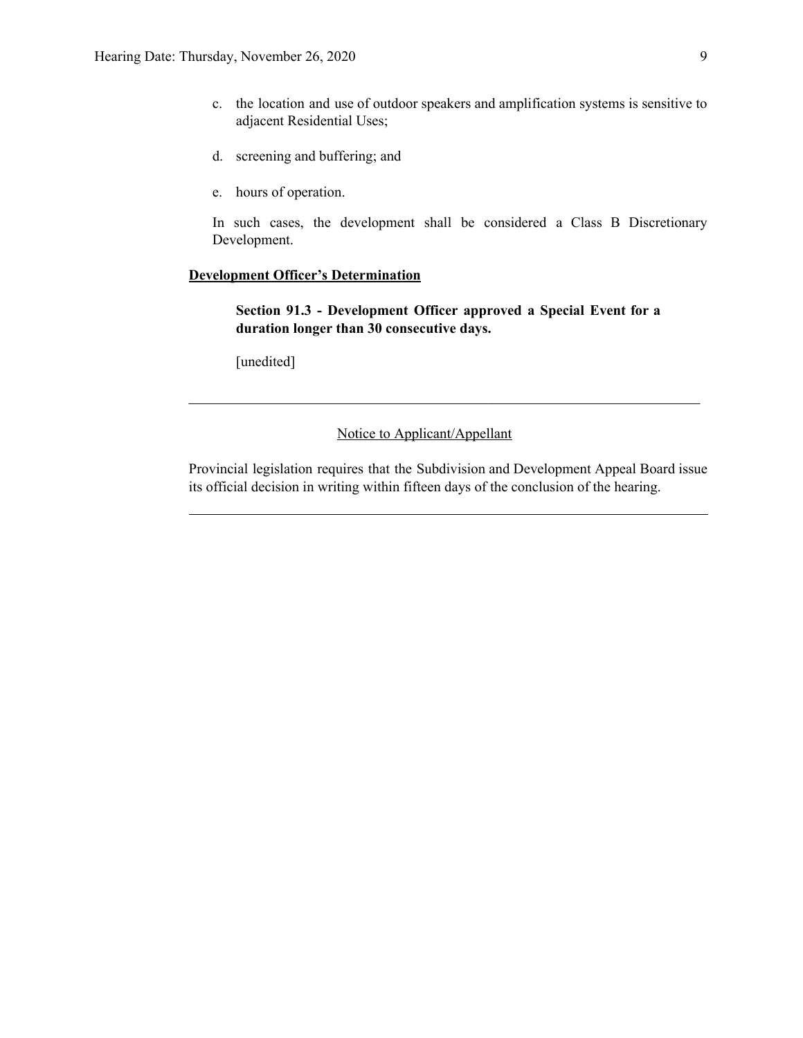c. the location and use of outdoor speakers and amplification systems is sensitive to adjacent Residential Uses;

d. screening and buffering; and

e. hours of operation.

In such cases, the development shall be considered a Class B Discretionary Development.

**Development Officer's Determination**

> **Section 91.3 - Development Officer approved a Special Event for a duration longer than 30 consecutive days.**
>
> [unedited]

---

Notice to Applicant/Appellant

Provincial legislation requires that the Subdivision and Development Appeal Board issue its official decision in writing within fifteen days of the conclusion of the hearing.

---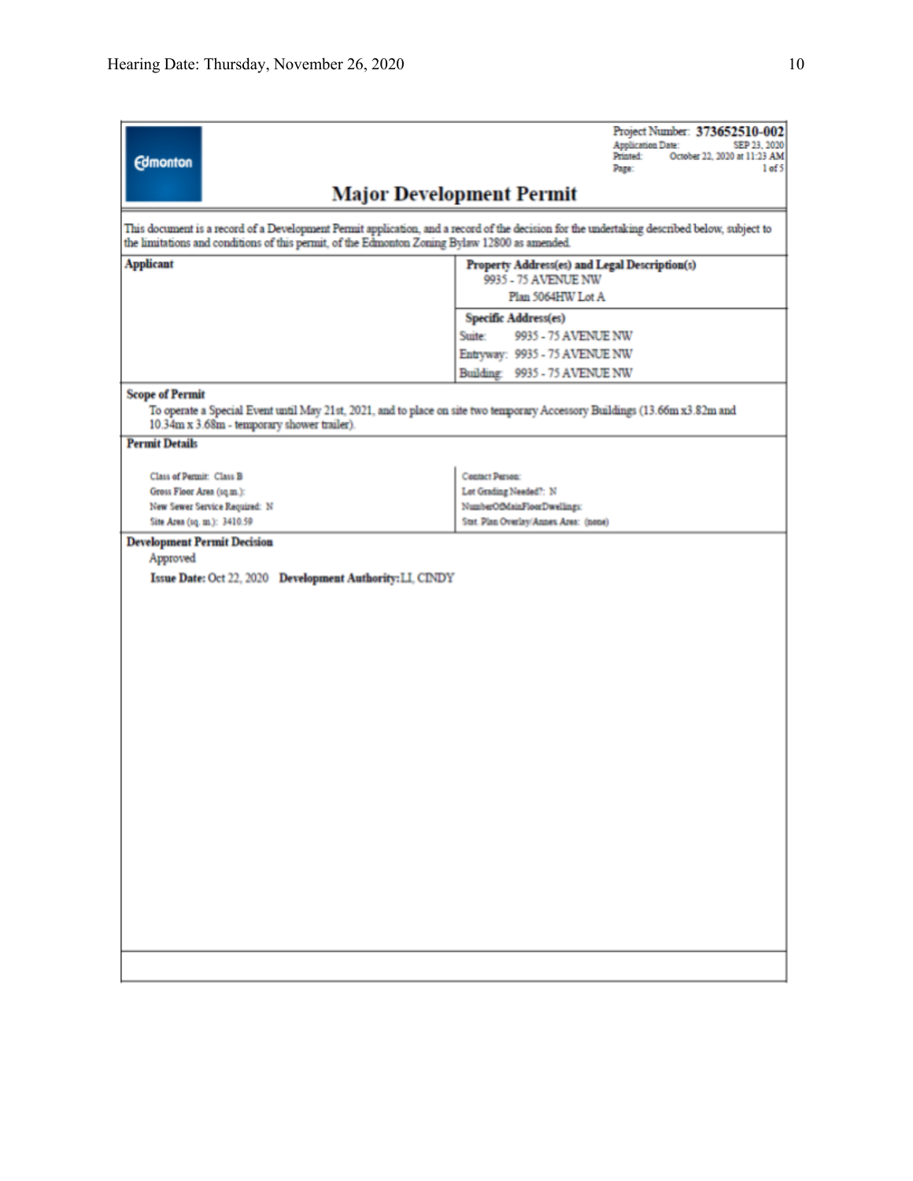Edmonton

Project Number: **373652510-002**
Application Date: SEP 23, 2020
Printed: October 22, 2020 at 11:23 AM
Page: 1 of 5

# Major Development Permit

This document is a record of a Development Permit application, and a record of the decision for the undertaking described below, subject to the limitations and conditions of this permit, of the Edmonton Zoning Bylaw 12800 as amended.

| **Applicant** | **Property Address(es) and Legal Description(s)** |
|---|---|
| | 9935 - 75 AVENUE NW<br>Plan 5064HW Lot A |
| | **Specific Address(es)**<br>Suite: 9935 - 75 AVENUE NW<br>Entryway: 9935 - 75 AVENUE NW<br>Building: 9935 - 75 AVENUE NW |

**Scope of Permit**

To operate a Special Event until May 21st, 2021, and to place on site two temporary Accessory Buildings (13.66m x3.82m and 10.34m x 3.68m - temporary shower trailer).

**Permit Details**

| | |
|---|---|
| Class of Permit: Class B | Contact Person: |
| Gross Floor Area (sq.m.): | Lot Grading Needed?: N |
| New Sewer Service Required: N | NumberOfMainFloorDwellings: |
| Site Area (sq. m.): 3410.59 | Stat. Plan Overlay/Annex Area: (none) |

**Development Permit Decision**

Approved

**Issue Date:** Oct 22, 2020 **Development Authority:** LI, CINDY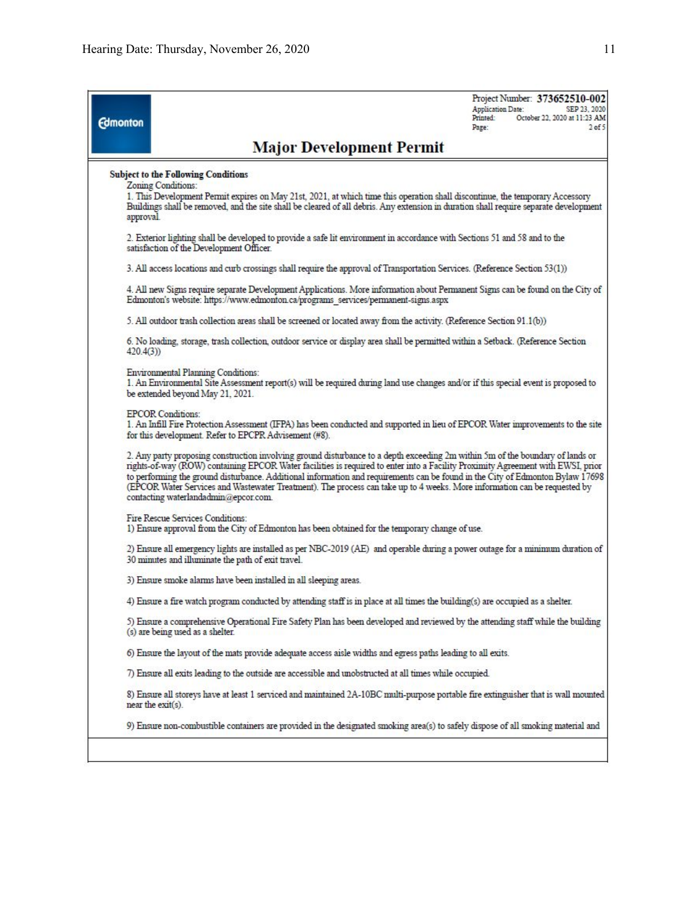Project Number: **373652510-002**
Application Date: SEP 23, 2020
Printed: October 22, 2020 at 11:23 AM

# Major Development Permit

**Subject to the Following Conditions**

Zoning Conditions:

1. This Development Permit expires on May 21st, 2021, at which time this operation shall discontinue, the temporary Accessory Buildings shall be removed, and the site shall be cleared of all debris. Any extension in duration shall require separate development approval.

2. Exterior lighting shall be developed to provide a safe lit environment in accordance with Sections 51 and 58 and to the satisfaction of the Development Officer.

3. All access locations and curb crossings shall require the approval of Transportation Services. (Reference Section 53(1))

4. All new Signs require separate Development Applications. More information about Permanent Signs can be found on the City of Edmonton's website: https://www.edmonton.ca/programs_services/permanent-signs.aspx

5. All outdoor trash collection areas shall be screened or located away from the activity. (Reference Section 91.1(b))

6. No loading, storage, trash collection, outdoor service or display area shall be permitted within a Setback. (Reference Section 420.4(3))

Environmental Planning Conditions:

1. An Environmental Site Assessment report(s) will be required during land use changes and/or if this special event is proposed to be extended beyond May 21, 2021.

EPCOR Conditions:

1. An Infill Fire Protection Assessment (IFPA) has been conducted and supported in lieu of EPCOR Water improvements to the site for this development. Refer to EPCPR Advisement (#8).

2. Any party proposing construction involving ground disturbance to a depth exceeding 2m within 5m of the boundary of lands or rights-of-way (ROW) containing EPCOR Water facilities is required to enter into a Facility Proximity Agreement with EWSI, prior to performing the ground disturbance. Additional information and requirements can be found in the City of Edmonton Bylaw 17698 (EPCOR Water Services and Wastewater Treatment). The process can take up to 4 weeks. More information can be requested by contacting waterlandadmin@epcor.com.

Fire Rescue Services Conditions:

1) Ensure approval from the City of Edmonton has been obtained for the temporary change of use.

2) Ensure all emergency lights are installed as per NBC-2019 (AE) and operable during a power outage for a minimum duration of 30 minutes and illuminate the path of exit travel.

3) Ensure smoke alarms have been installed in all sleeping areas.

4) Ensure a fire watch program conducted by attending staff is in place at all times the building(s) are occupied as a shelter.

5) Ensure a comprehensive Operational Fire Safety Plan has been developed and reviewed by the attending staff while the building (s) are being used as a shelter.

6) Ensure the layout of the mats provide adequate access aisle widths and egress paths leading to all exits.

7) Ensure all exits leading to the outside are accessible and unobstructed at all times while occupied.

8) Ensure all storeys have at least 1 serviced and maintained 2A-10BC multi-purpose portable fire extinguisher that is wall mounted near the exit(s).

9) Ensure non-combustible containers are provided in the designated smoking area(s) to safely dispose of all smoking material and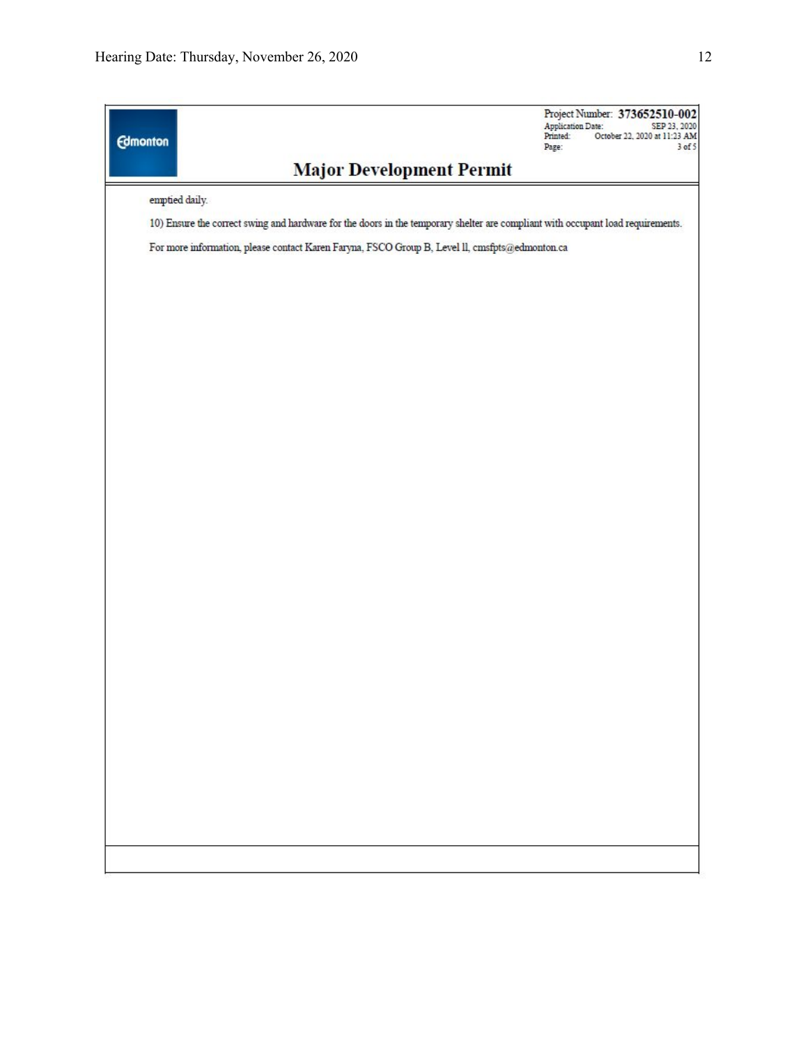Project Number: **373652510-002**
Application Date: SEP 23, 2020
Printed: October 22, 2020 at 11:23 AM
Page: 3 of 5

# Major Development Permit

emptied daily.

10) Ensure the correct swing and hardware for the doors in the temporary shelter are compliant with occupant load requirements.

For more information, please contact Karen Faryna, FSCO Group B, Level ll, cmsfpts@edmonton.ca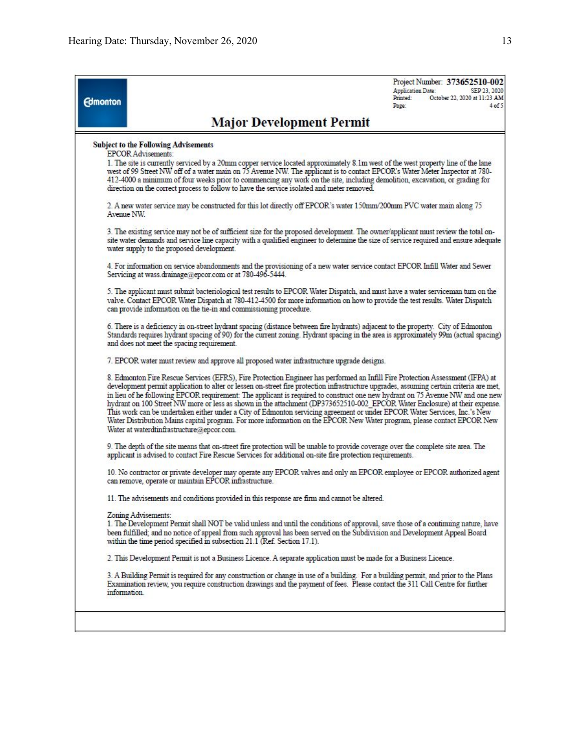Edmonton

Project Number: **373652510-002**
Application Date: SEP 23, 2020
Printed: October 22, 2020 at 11:23 AM
Page: 4 of 5

# Major Development Permit

**Subject to the Following Advisements**

EPCOR Advisements:

1. The site is currently serviced by a 20mm copper service located approximately 8.1m west of the west property line of the lane west of 99 Street NW off of a water main on 75 Avenue NW. The applicant is to contact EPCOR's Water Meter Inspector at 780-412-4000 a minimum of four weeks prior to commencing any work on the site, including demolition, excavation, or grading for direction on the correct process to follow to have the service isolated and meter removed.

2. A new water service may be constructed for this lot directly off EPCOR's water 150mm/200mm PVC water main along 75 Avenue NW.

3. The existing service may not be of sufficient size for the proposed development. The owner/applicant must review the total on-site water demands and service line capacity with a qualified engineer to determine the size of service required and ensure adequate water supply to the proposed development.

4. For information on service abandonments and the provisioning of a new water service contact EPCOR Infill Water and Sewer Servicing at wass.drainage@epcor.com or at 780-496-5444.

5. The applicant must submit bacteriological test results to EPCOR Water Dispatch, and must have a water serviceman turn on the valve. Contact EPCOR Water Dispatch at 780-412-4500 for more information on how to provide the test results. Water Dispatch can provide information on the tie-in and commissioning procedure.

6. There is a deficiency in on-street hydrant spacing (distance between fire hydrants) adjacent to the property. City of Edmonton Standards requires hydrant spacing of 90) for the current zoning. Hydrant spacing in the area is approximately 99m (actual spacing) and does not meet the spacing requirement.

7. EPCOR water must review and approve all proposed water infrastructure upgrade designs.

8. Edmonton Fire Rescue Services (EFRS), Fire Protection Engineer has performed an Infill Fire Protection Assessment (IFPA) at development permit application to alter or lessen on-street fire protection infrastructure upgrades, assuming certain criteria are met, in lieu of he following EPCOR requirement: The applicant is required to construct one new hydrant on 75 Avenue NW and one new hydrant on 100 Street NW more or less as shown in the attachment (DP373652510-002_EPCOR Water Enclosure) at their expense. This work can be undertaken either under a City of Edmonton servicing agreement or under EPCOR Water Services, Inc.'s New Water Distribution Mains capital program. For more information on the EPCOR New Water program, please contact EPCOR New Water at waterdtinfrastructure@epcor.com.

9. The depth of the site means that on-street fire protection will be unable to provide coverage over the complete site area. The applicant is advised to contact Fire Rescue Services for additional on-site fire protection requirements.

10. No contractor or private developer may operate any EPCOR valves and only an EPCOR employee or EPCOR authorized agent can remove, operate or maintain EPCOR infrastructure.

11. The advisements and conditions provided in this response are firm and cannot be altered.

Zoning Advisements:

1. The Development Permit shall NOT be valid unless and until the conditions of approval, save those of a continuing nature, have been fulfilled; and no notice of appeal from such approval has been served on the Subdivision and Development Appeal Board within the time period specified in subsection 21.1 (Ref. Section 17.1).

2. This Development Permit is not a Business Licence. A separate application must be made for a Business Licence.

3. A Building Permit is required for any construction or change in use of a building. For a building permit, and prior to the Plans Examination review, you require construction drawings and the payment of fees. Please contact the 311 Call Centre for further information.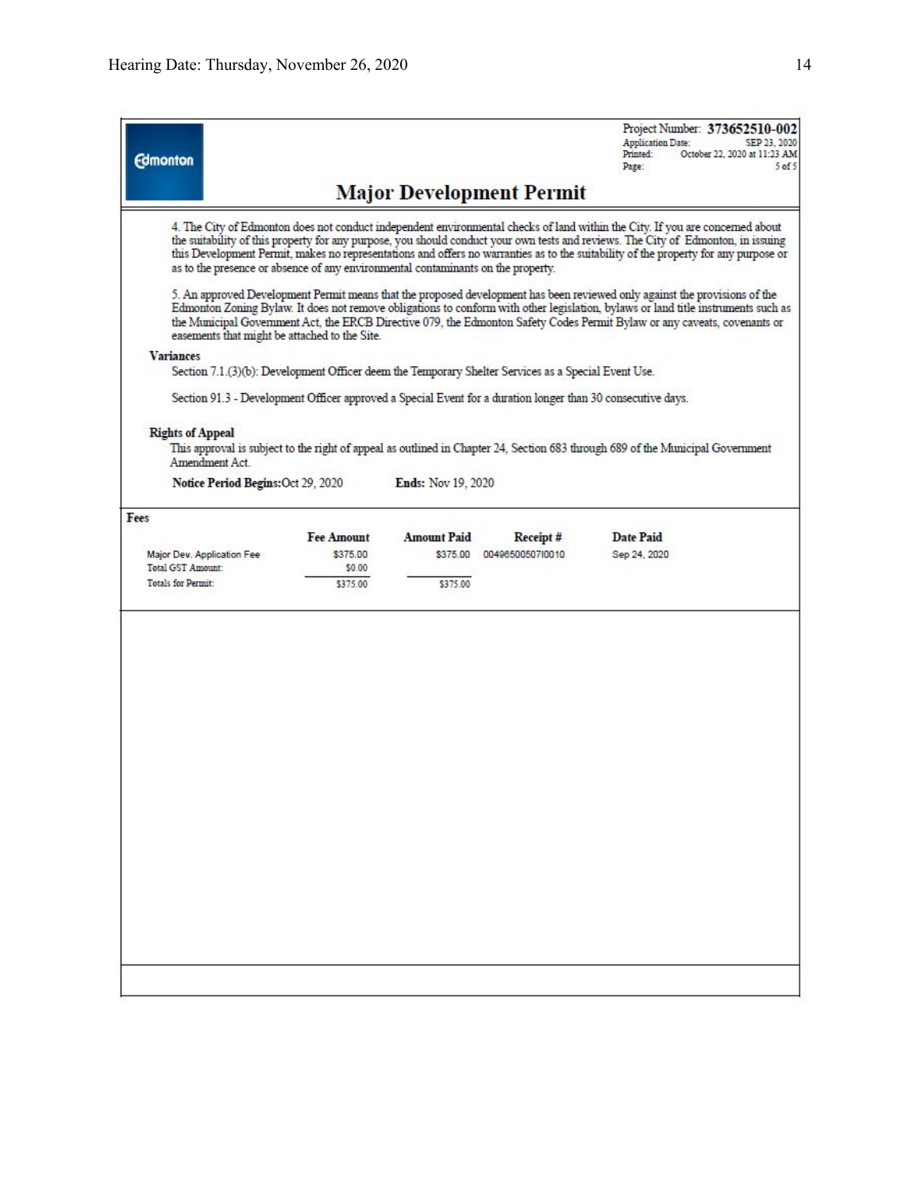Edmonton

Project Number: **373652510-002**
Application Date: SEP 23, 2020
Printed: October 22, 2020 at 11:23 AM
Page: 5 of 5

## Major Development Permit

4. The City of Edmonton does not conduct independent environmental checks of land within the City. If you are concerned about the suitability of this property for any purpose, you should conduct your own tests and reviews. The City of Edmonton, in issuing this Development Permit, makes no representations and offers no warranties as to the suitability of the property for any purpose or as to the presence or absence of any environmental contaminants on the property.

5. An approved Development Permit means that the proposed development has been reviewed only against the provisions of the Edmonton Zoning Bylaw. It does not remove obligations to conform with other legislation, bylaws or land title instruments such as the Municipal Government Act, the ERCB Directive 079, the Edmonton Safety Codes Permit Bylaw or any caveats, covenants or easements that might be attached to the Site.

**Variances**

Section 7.1.(3)(b): Development Officer deem the Temporary Shelter Services as a Special Event Use.

Section 91.3 - Development Officer approved a Special Event for a duration longer than 30 consecutive days.

**Rights of Appeal**

This approval is subject to the right of appeal as outlined in Chapter 24, Section 683 through 689 of the Municipal Government Amendment Act.

**Notice Period Begins:** Oct 29, 2020 **Ends:** Nov 19, 2020

**Fees**

| | Fee Amount | Amount Paid | Receipt # | Date Paid |
|---|---|---|---|---|
| Major Dev. Application Fee | $375.00 | $375.00 | 00496500507I0010 | Sep 24, 2020 |
| Total GST Amount: | $0.00 | | | |
| Totals for Permit: | $375.00 | $375.00 | | |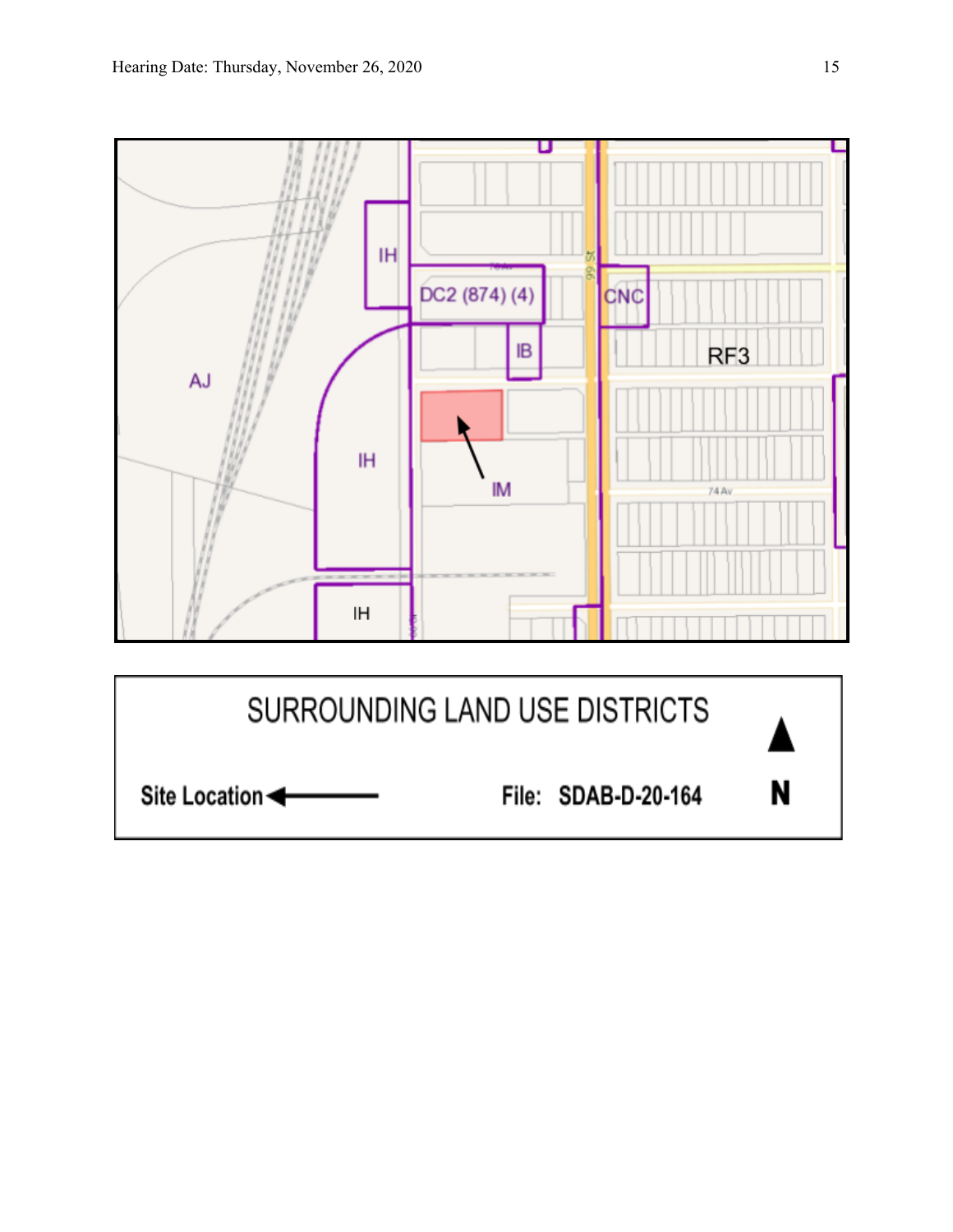IH

DC2 (874) (4)

CNC

IB

RF3

AJ

IH

IM

IH

SURROUNDING LAND USE DISTRICTS

Site Location

File: SDAB-D-20-164

N